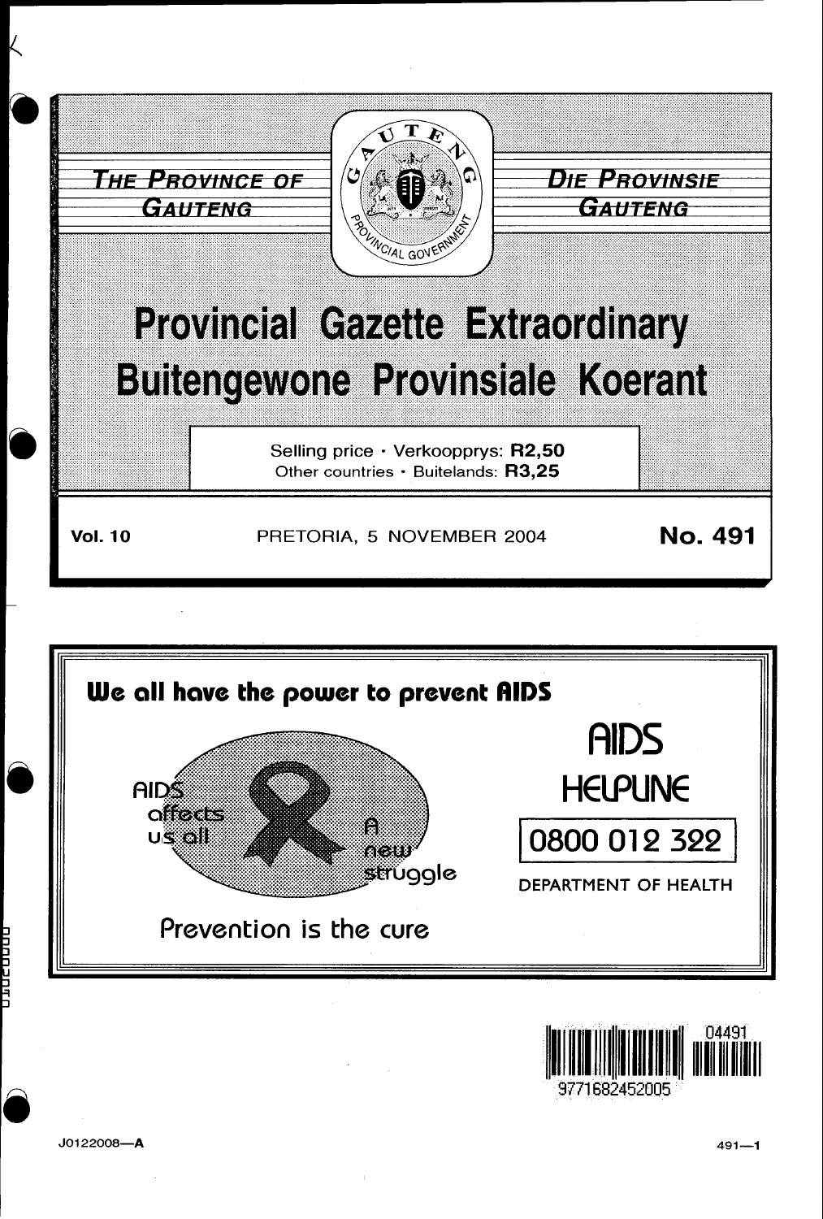THE PROVINCE OF GAUTENG

DIE PROVINSIE GAUTENG

GAUTENG PROVINCIAL GOVERNMENT

# Provincial Gazette Extraordinary
# Buitengewone Provinsiale Koerant

Selling price · Verkoopprys: **R2,50**
Other countries · Buitelands: **R3,25**

**Vol. 10** PRETORIA, 5 NOVEMBER 2004 **No. 491**

**We all have the power to prevent AIDS**

AIDS affects us all

A new struggle

Prevention is the cure

AIDS HELPLINE

0800 012 322

DEPARTMENT OF HEALTH

04491

9771682452005

J0122008—A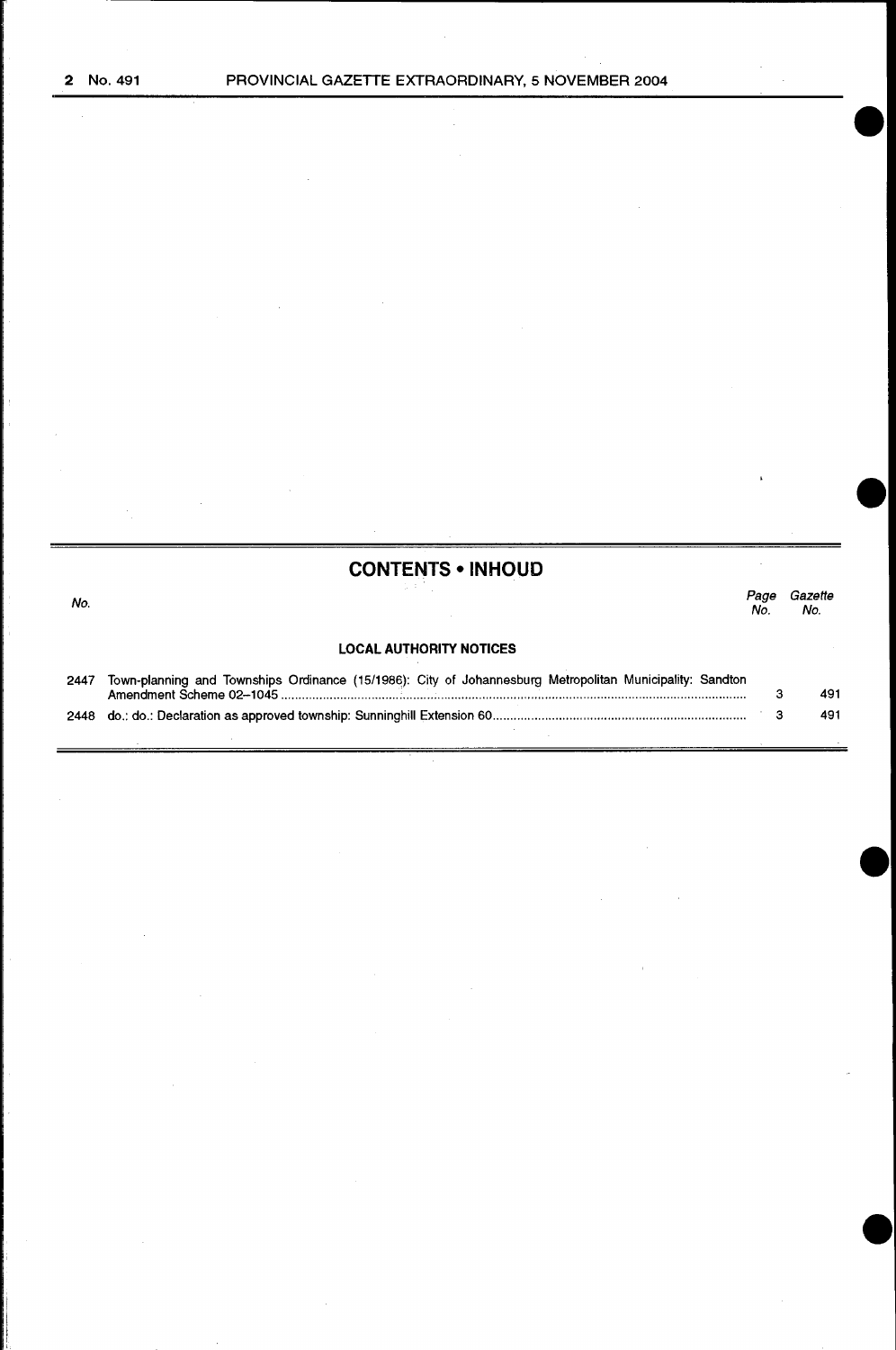## CONTENTS • INHOUD

| No. | | Page No. | Gazette No. |
|---|---|---|---|
| | **LOCAL AUTHORITY NOTICES** | | |
| 2447 | Town-planning and Townships Ordinance (15/1986): City of Johannesburg Metropolitan Municipality: Sandton Amendment Scheme 02–1045 | 3 | 491 |
| 2448 | do.: do.: Declaration as approved township: Sunninghill Extension 60 | 3 | 491 |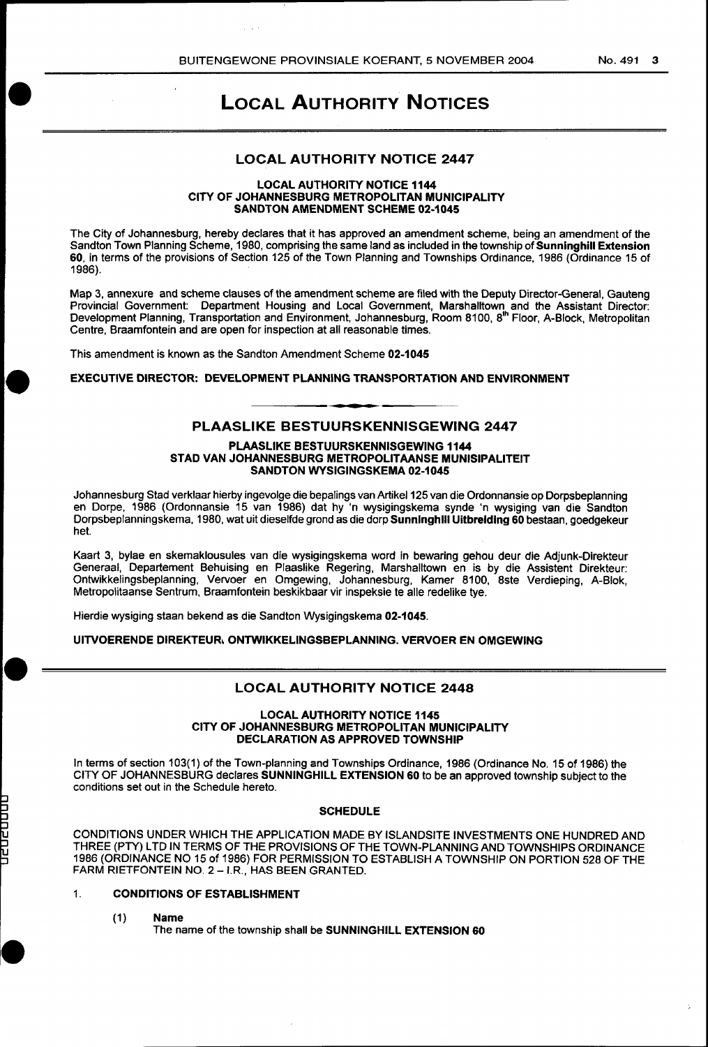# LOCAL AUTHORITY NOTICES

## LOCAL AUTHORITY NOTICE 2447

**LOCAL AUTHORITY NOTICE 1144**
**CITY OF JOHANNESBURG METROPOLITAN MUNICIPALITY**
**SANDTON AMENDMENT SCHEME 02-1045**

The City of Johannesburg, hereby declares that it has approved an amendment scheme, being an amendment of the Sandton Town Planning Scheme, 1980, comprising the same land as included in the township of **Sunninghill Extension 60**, in terms of the provisions of Section 125 of the Town Planning and Townships Ordinance, 1986 (Ordinance 15 of 1986).

Map 3, annexure and scheme clauses of the amendment scheme are filed with the Deputy Director-General, Gauteng Provincial Government: Department Housing and Local Government, Marshalltown and the Assistant Director: Development Planning, Transportation and Environment, Johannesburg, Room 8100, 8th Floor, A-Block, Metropolitan Centre, Braamfontein and are open for inspection at all reasonable times.

This amendment is known as the Sandton Amendment Scheme **02-1045**

**EXECUTIVE DIRECTOR: DEVELOPMENT PLANNING TRANSPORTATION AND ENVIRONMENT**

## PLAASLIKE BESTUURSKENNISGEWING 2447

**PLAASLIKE BESTUURSKENNISGEWING 1144**
**STAD VAN JOHANNESBURG METROPOLITAANSE MUNISIPALITEIT**
**SANDTON WYSIGINGSKEMA 02-1045**

Johannesburg Stad verklaar hierby ingevolge die bepalings van Artikel 125 van die Ordonnansie op Dorpsbeplanning en Dorpe, 1986 (Ordonnansie 15 van 1986) dat hy 'n wysigingskema synde 'n wysiging van die Sandton Dorpsbeplanningskema, 1980, wat uit dieselfde grond as die dorp **Sunninghill Uitbreiding 60** bestaan, goedgekeur het.

Kaart 3, bylae en skemaklousules van die wysigingskema word in bewaring gehou deur die Adjunk-Direkteur Generaal, Departement Behuising en Plaaslike Regering, Marshalltown en is by die Assistent Direkteur: Ontwikkelingsbeplanning, Vervoer en Omgewing, Johannesburg, Kamer 8100, 8ste Verdieping, A-Blok, Metropolitaanse Sentrum, Braamfontein beskikbaar vir inspeksie te alle redelike tye.

Hierdie wysiging staan bekend as die Sandton Wysigingskema **02-1045**.

**UITVOERENDE DIREKTEUR, ONTWIKKELINGSBEPLANNING. VERVOER EN OMGEWING**

## LOCAL AUTHORITY NOTICE 2448

**LOCAL AUTHORITY NOTICE 1145**
**CITY OF JOHANNESBURG METROPOLITAN MUNICIPALITY**
**DECLARATION AS APPROVED TOWNSHIP**

In terms of section 103(1) of the Town-planning and Townships Ordinance, 1986 (Ordinance No. 15 of 1986) the CITY OF JOHANNESBURG declares **SUNNINGHILL EXTENSION 60** to be an approved township subject to the conditions set out in the Schedule hereto.

**SCHEDULE**

CONDITIONS UNDER WHICH THE APPLICATION MADE BY ISLANDSITE INVESTMENTS ONE HUNDRED AND THREE (PTY) LTD IN TERMS OF THE PROVISIONS OF THE TOWN-PLANNING AND TOWNSHIPS ORDINANCE 1986 (ORDINANCE NO 15 of 1986) FOR PERMISSION TO ESTABLISH A TOWNSHIP ON PORTION 528 OF THE FARM RIETFONTEIN NO. 2 – I.R., HAS BEEN GRANTED.

1. **CONDITIONS OF ESTABLISHMENT**

   (1) **Name**
   The name of the township shall be **SUNNINGHILL EXTENSION 60**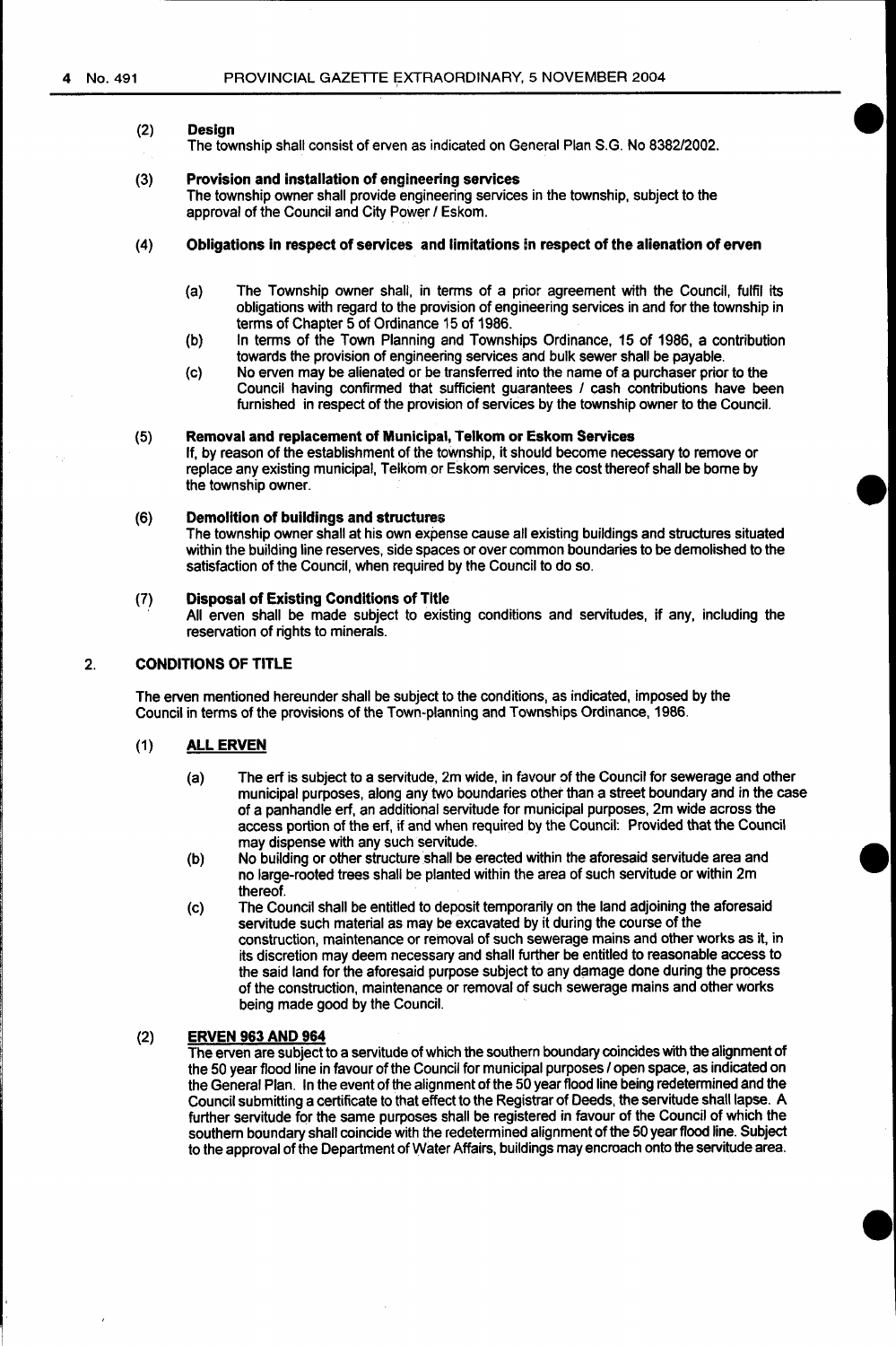(2) **Design**
The township shall consist of erven as indicated on General Plan S.G. No 8382/2002.

(3) **Provision and installation of engineering services**
The township owner shall provide engineering services in the township, subject to the approval of the Council and City Power / Eskom.

(4) **Obligations in respect of services and limitations in respect of the alienation of erven**

(a) The Township owner shall, in terms of a prior agreement with the Council, fulfil its obligations with regard to the provision of engineering services in and for the township in terms of Chapter 5 of Ordinance 15 of 1986.

(b) In terms of the Town Planning and Townships Ordinance, 15 of 1986, a contribution towards the provision of engineering services and bulk sewer shall be payable.

(c) No erven may be alienated or be transferred into the name of a purchaser prior to the Council having confirmed that sufficient guarantees / cash contributions have been furnished in respect of the provision of services by the township owner to the Council.

(5) **Removal and replacement of Municipal, Telkom or Eskom Services**
If, by reason of the establishment of the township, it should become necessary to remove or replace any existing municipal, Telkom or Eskom services, the cost thereof shall be borne by the township owner.

(6) **Demolition of buildings and structures**
The township owner shall at his own expense cause all existing buildings and structures situated within the building line reserves, side spaces or over common boundaries to be demolished to the satisfaction of the Council, when required by the Council to do so.

(7) **Disposal of Existing Conditions of Title**
All erven shall be made subject to existing conditions and servitudes, if any, including the reservation of rights to minerals.

## 2. CONDITIONS OF TITLE

The erven mentioned hereunder shall be subject to the conditions, as indicated, imposed by the Council in terms of the provisions of the Town-planning and Townships Ordinance, 1986.

(1) **ALL ERVEN**

(a) The erf is subject to a servitude, 2m wide, in favour of the Council for sewerage and other municipal purposes, along any two boundaries other than a street boundary and in the case of a panhandle erf, an additional servitude for municipal purposes, 2m wide across the access portion of the erf, if and when required by the Council: Provided that the Council may dispense with any such servitude.

(b) No building or other structure shall be erected within the aforesaid servitude area and no large-rooted trees shall be planted within the area of such servitude or within 2m thereof.

(c) The Council shall be entitled to deposit temporarily on the land adjoining the aforesaid servitude such material as may be excavated by it during the course of the construction, maintenance or removal of such sewerage mains and other works as it, in its discretion may deem necessary and shall further be entitled to reasonable access to the said land for the aforesaid purpose subject to any damage done during the process of the construction, maintenance or removal of such sewerage mains and other works being made good by the Council.

(2) **ERVEN 963 AND 964**
The erven are subject to a servitude of which the southern boundary coincides with the alignment of the 50 year flood line in favour of the Council for municipal purposes / open space, as indicated on the General Plan. In the event of the alignment of the 50 year flood line being redetermined and the Council submitting a certificate to that effect to the Registrar of Deeds, the servitude shall lapse. A further servitude for the same purposes shall be registered in favour of the Council of which the southern boundary shall coincide with the redetermined alignment of the 50 year flood line. Subject to the approval of the Department of Water Affairs, buildings may encroach onto the servitude area.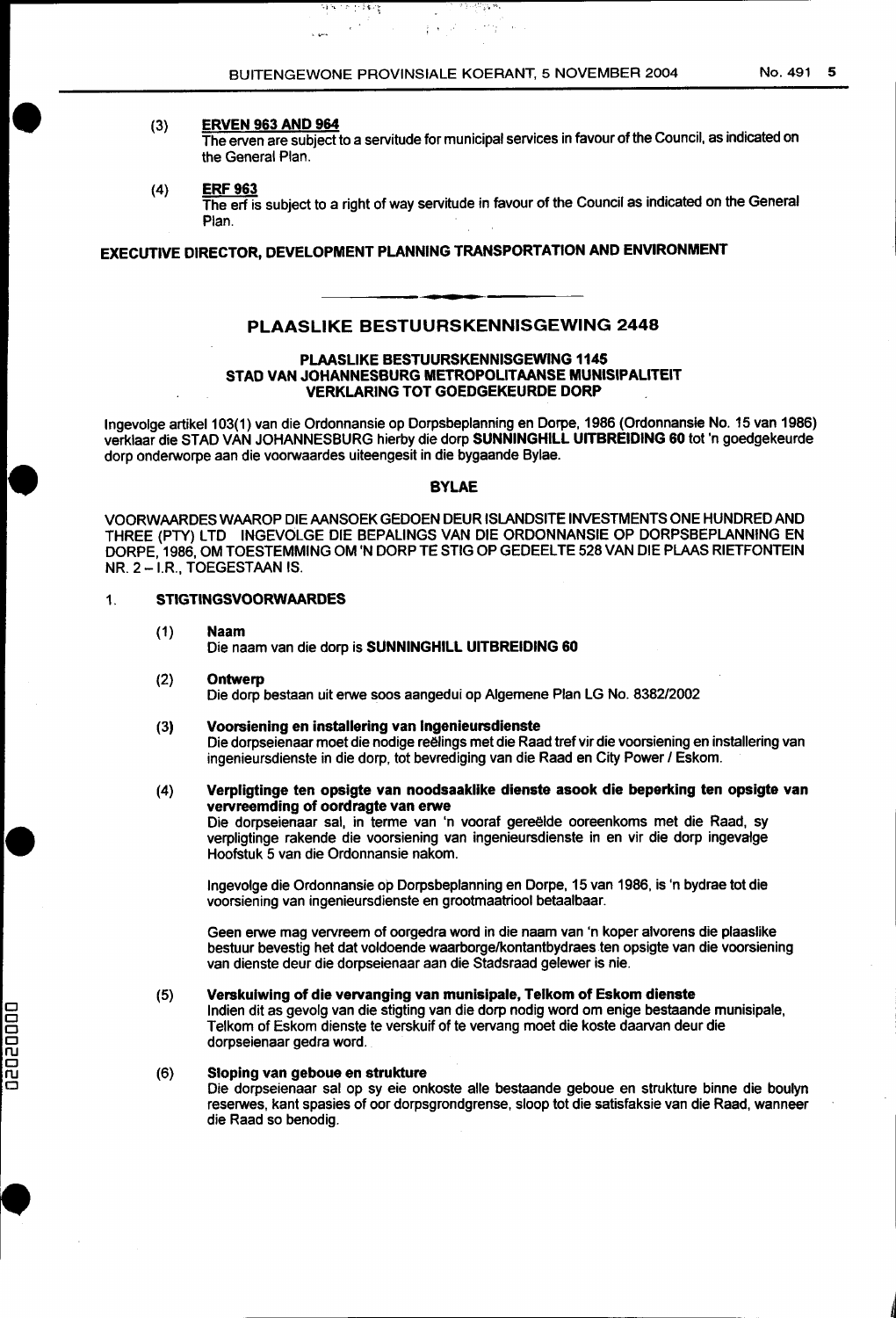(3) **ERVEN 963 AND 964**
The erven are subject to a servitude for municipal services in favour of the Council, as indicated on the General Plan.

(4) **ERF 963**
The erf is subject to a right of way servitude in favour of the Council as indicated on the General Plan.

**EXECUTIVE DIRECTOR, DEVELOPMENT PLANNING TRANSPORTATION AND ENVIRONMENT**

## PLAASLIKE BESTUURSKENNISGEWING 2448

**PLAASLIKE BESTUURSKENNISGEWING 1145**
**STAD VAN JOHANNESBURG METROPOLITAANSE MUNISIPALITEIT**
**VERKLARING TOT GOEDGEKEURDE DORP**

Ingevolge artikel 103(1) van die Ordonnansie op Dorpsbeplanning en Dorpe, 1986 (Ordonnansie No. 15 van 1986) verklaar die STAD VAN JOHANNESBURG hierby die dorp **SUNNINGHILL UITBREIDING 60** tot 'n goedgekeurde dorp onderworpe aan die voorwaardes uiteengesit in die bygaande Bylae.

**BYLAE**

VOORWAARDES WAAROP DIE AANSOEK GEDOEN DEUR ISLANDSITE INVESTMENTS ONE HUNDRED AND THREE (PTY) LTD INGEVOLGE DIE BEPALINGS VAN DIE ORDONNANSIE OP DORPSBEPLANNING EN DORPE, 1986, OM TOESTEMMING OM 'N DORP TE STIG OP GEDEELTE 528 VAN DIE PLAAS RIETFONTEIN NR. 2 – I.R., TOEGESTAAN IS.

1. **STIGTINGSVOORWAARDES**

(1) **Naam**
Die naam van die dorp is **SUNNINGHILL UITBREIDING 60**

(2) **Ontwerp**
Die dorp bestaan uit erwe soos aangedui op Algemene Plan LG No. 8382/2002

(3) **Voorsiening en installering van Ingenieursdienste**
Die dorpseienaar moet die nodige reëlings met die Raad tref vir die voorsiening en installering van ingenieursdienste in die dorp, tot bevrediging van die Raad en City Power / Eskom.

(4) **Verpligtinge ten opsigte van noodsaaklike dienste asook die beperking ten opsigte van vervreemding of oordragte van erwe**
Die dorpseienaar sal, in terme van 'n vooraf gereëlde ooreenkoms met die Raad, sy verpligtinge rakende die voorsiening van ingenieursdienste in en vir die dorp ingevalge Hoofstuk 5 van die Ordonnansie nakom.

Ingevolge die Ordonnansie op Dorpsbeplanning en Dorpe, 15 van 1986, is 'n bydrae tot die voorsiening van ingenieursdienste en grootmaatriool betaalbaar.

Geen erwe mag vervreem of oorgedra word in die naam van 'n koper alvorens die plaaslike bestuur bevestig het dat voldoende waarborge/kontantbydraes ten opsigte van die voorsiening van dienste deur die dorpseienaar aan die Stadsraad gelewer is nie.

(5) **Verskuiwing of die vervanging van munisipale, Telkom of Eskom dienste**
Indien dit as gevolg van die stigting van die dorp nodig word om enige bestaande munisipale, Telkom of Eskom dienste te verskuif of te vervang moet die koste daarvan deur die dorpseienaar gedra word.

(6) **Sloping van geboue en strukture**
Die dorpseienaar sal op sy eie onkoste alle bestaande geboue en strukture binne die boulyn reserwes, kant spasies of oor dorpsgrondgrense, sloop tot die satisfaksie van die Raad, wanneer die Raad so benodig.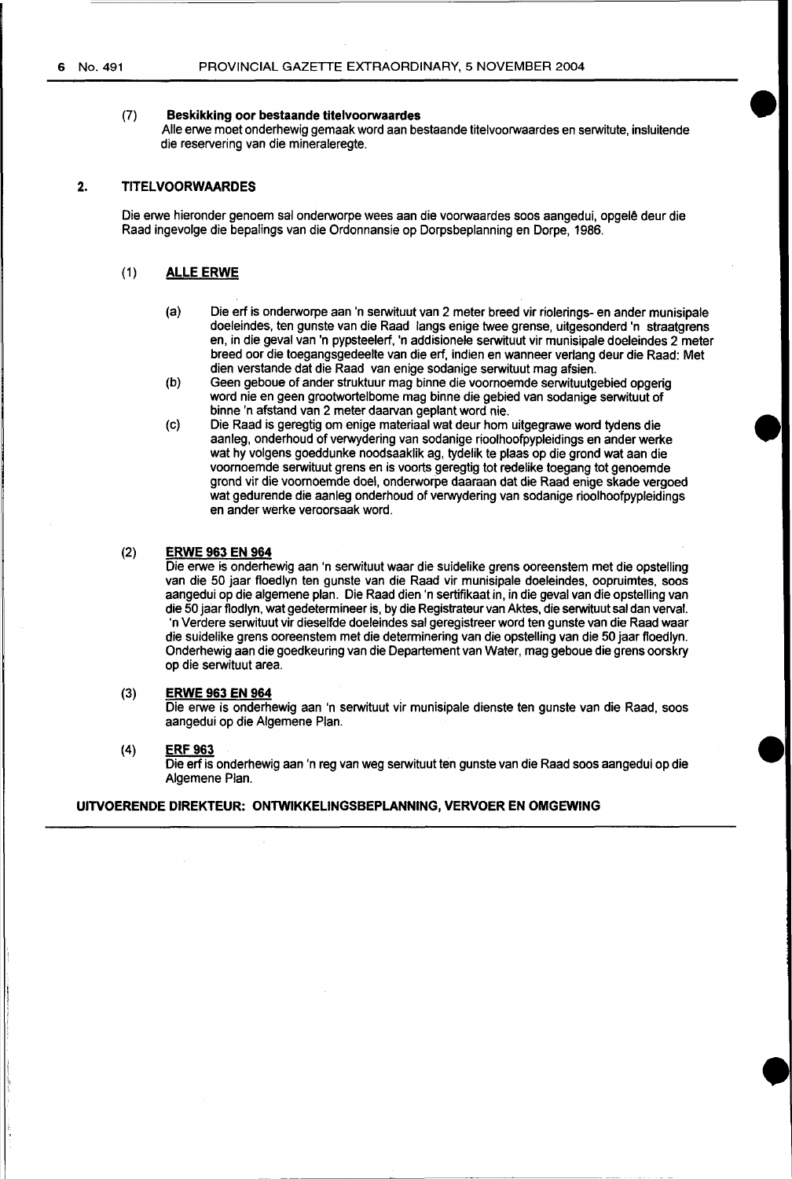(7) **Beskikking oor bestaande titelvoorwaardes**
Alle erwe moet onderhewig gemaak word aan bestaande titelvoorwaardes en serwitute, insluitende die reservering van die mineraleregte.

## 2. TITELVOORWAARDES

Die erwe hieronder genoem sal onderworpe wees aan die voorwaardes soos aangedui, opgelê deur die Raad ingevolge die bepalings van die Ordonnansie op Dorpsbeplanning en Dorpe, 1986.

### (1) ALLE ERWE

(a) Die erf is onderworpe aan 'n serwituut van 2 meter breed vir riolerings- en ander munisipale doeleindes, ten gunste van die Raad langs enige twee grense, uitgesonderd 'n straatgrens en, in die geval van 'n pypsteelerf, 'n addisionele serwituut vir munisipale doeleindes 2 meter breed oor die toegangsgedeelte van die erf, indien en wanneer verlang deur die Raad: Met dien verstande dat die Raad van enige sodanige serwituut mag afsien.

(b) Geen geboue of ander struktuur mag binne die voornoemde serwituutgebied opgerig word nie en geen grootwortelbome mag binne die gebied van sodanige serwituut of binne 'n afstand van 2 meter daarvan geplant word nie.

(c) Die Raad is geregtig om enige materiaal wat deur hom uitgegrawe word tydens die aanleg, onderhoud of verwydering van sodanige rioolhoofpypleidings en ander werke wat hy volgens goeddunke noodsaaklik ag, tydelik te plaas op die grond wat aan die voornoemde serwituut grens en is voorts geregtig tot redelike toegang tot genoemde grond vir die voornoemde doel, onderworpe daaraan dat die Raad enige skade vergoed wat gedurende die aanleg onderhoud of verwydering van sodanige rioolhoofpypleidings en ander werke veroorsaak word.

### (2) ERWE 963 EN 964

Die erwe is onderhewig aan 'n serwituut waar die suidelike grens ooreenstem met die opstelling van die 50 jaar floedlyn ten gunste van die Raad vir munisipale doeleindes, oopruimtes, soos aangedui op die algemene plan. Die Raad dien 'n sertifikaat in, in die geval van die opstelling van die 50 jaar flodlyn, wat gedetermineer is, by die Registrateur van Aktes, die serwituut sal dan verval. 'n Verdere serwituut vir dieselfde doeleindes sal geregistreer word ten gunste van die Raad waar die suidelike grens ooreenstem met die determinering van die opstelling van die 50 jaar floedlyn. Onderhewig aan die goedkeuring van die Departement van Water, mag geboue die grens oorskry op die serwituut area.

### (3) ERWE 963 EN 964

Die erwe is onderhewig aan 'n serwituut vir munisipale dienste ten gunste van die Raad, soos aangedui op die Algemene Plan.

### (4) ERF 963

Die erf is onderhewig aan 'n reg van weg serwituut ten gunste van die Raad soos aangedui op die Algemene Plan.

**UITVOERENDE DIREKTEUR: ONTWIKKELINGSBEPLANNING, VERVOER EN OMGEWING**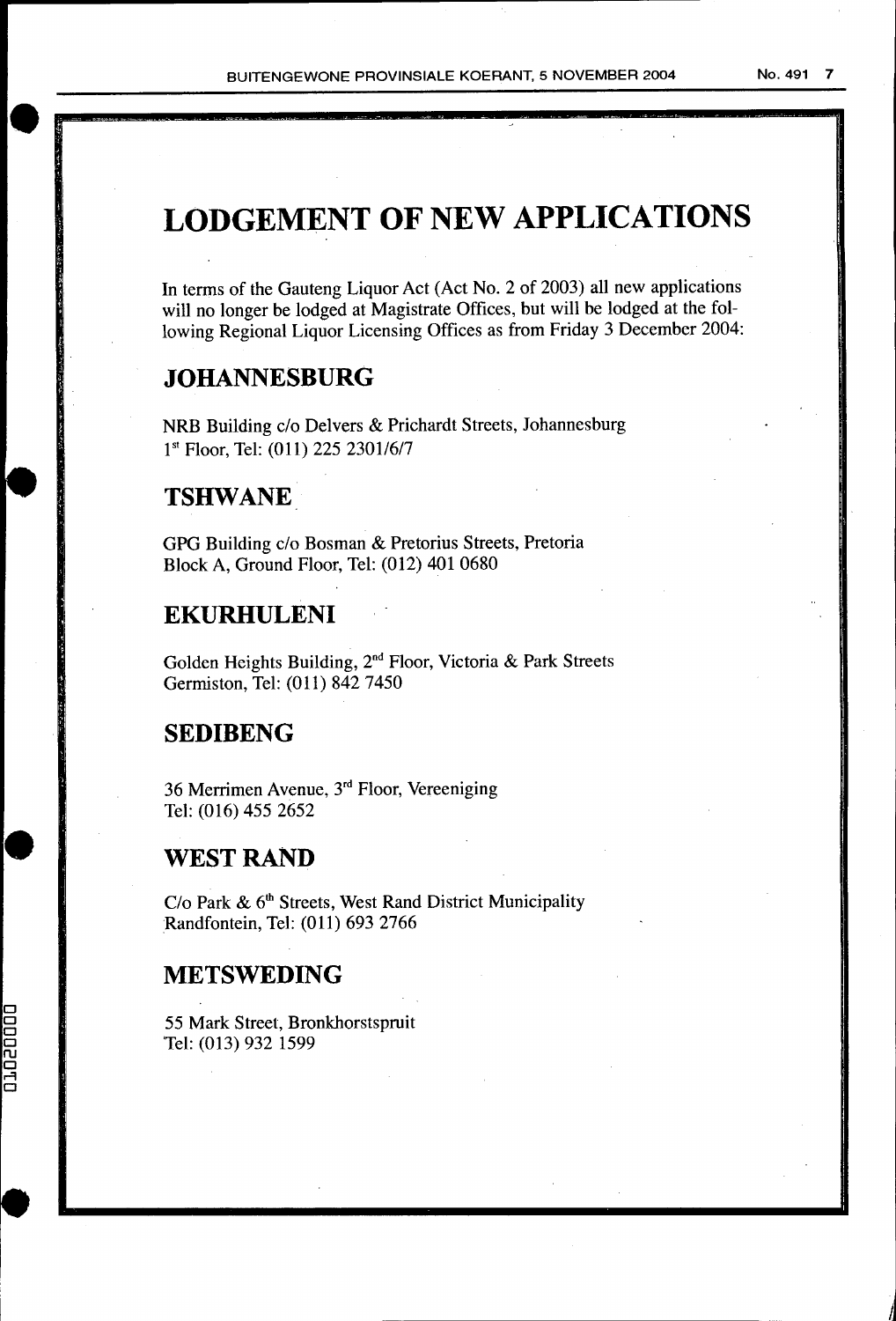# LODGEMENT OF NEW APPLICATIONS

In terms of the Gauteng Liquor Act (Act No. 2 of 2003) all new applications will no longer be lodged at Magistrate Offices, but will be lodged at the following Regional Liquor Licensing Offices as from Friday 3 December 2004:

## JOHANNESBURG

NRB Building c/o Delvers & Prichardt Streets, Johannesburg
1st Floor, Tel: (011) 225 2301/6/7

## TSHWANE

GPG Building c/o Bosman & Pretorius Streets, Pretoria
Block A, Ground Floor, Tel: (012) 401 0680

## EKURHULENI

Golden Heights Building, 2nd Floor, Victoria & Park Streets
Germiston, Tel: (011) 842 7450

## SEDIBENG

36 Merrimen Avenue, 3rd Floor, Vereeniging
Tel: (016) 455 2652

## WEST RAND

C/o Park & 6th Streets, West Rand District Municipality
Randfontein, Tel: (011) 693 2766

## METSWEDING

55 Mark Street, Bronkhorstspruit
Tel: (013) 932 1599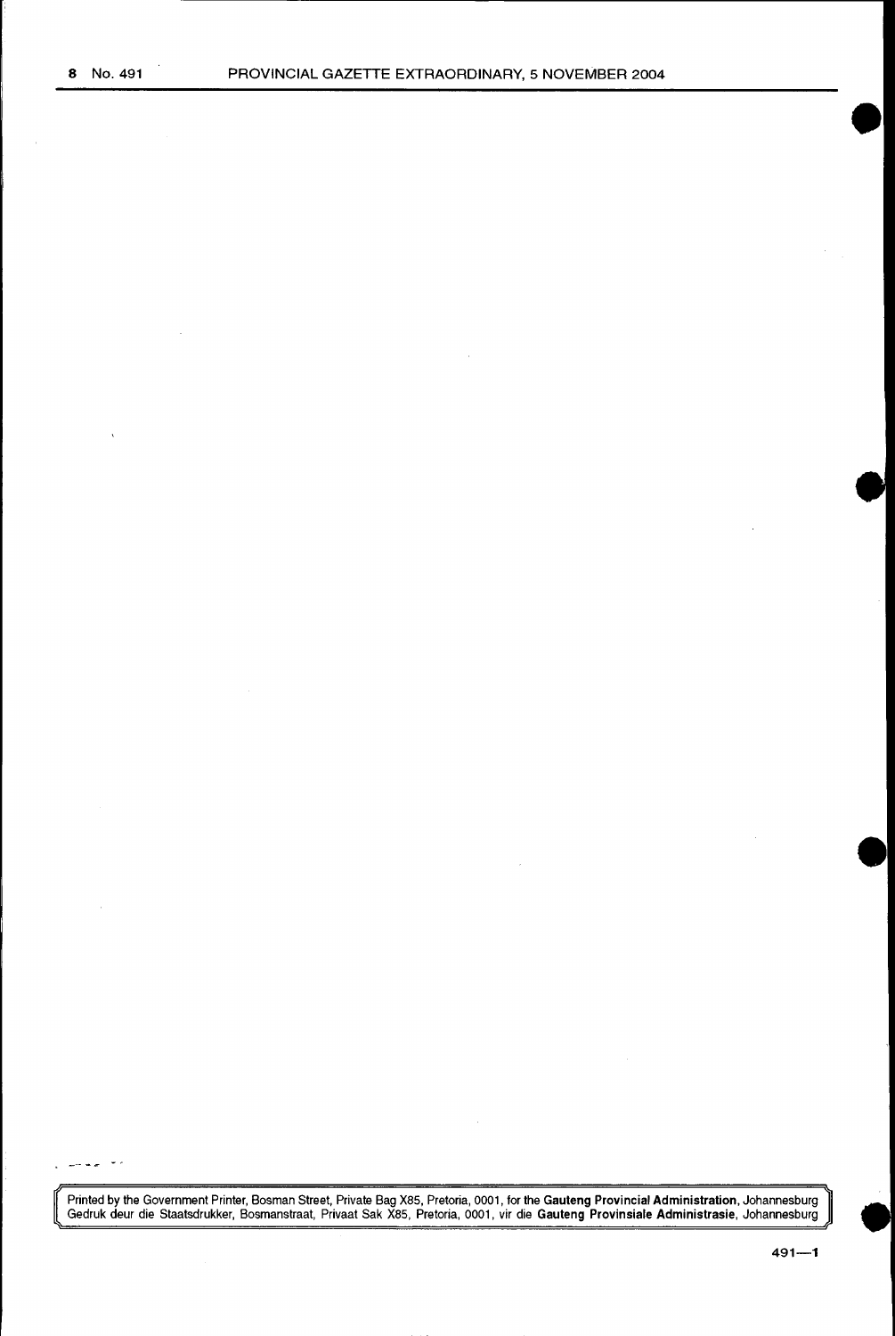Printed by the Government Printer, Bosman Street, Private Bag X85, Pretoria, 0001, for the **Gauteng Provincial Administration**, Johannesburg
Gedruk deur die Staatsdrukker, Bosmanstraat, Privaat Sak X85, Pretoria, 0001, vir die **Gauteng Provinsiale Administrasie**, Johannesburg

491—1